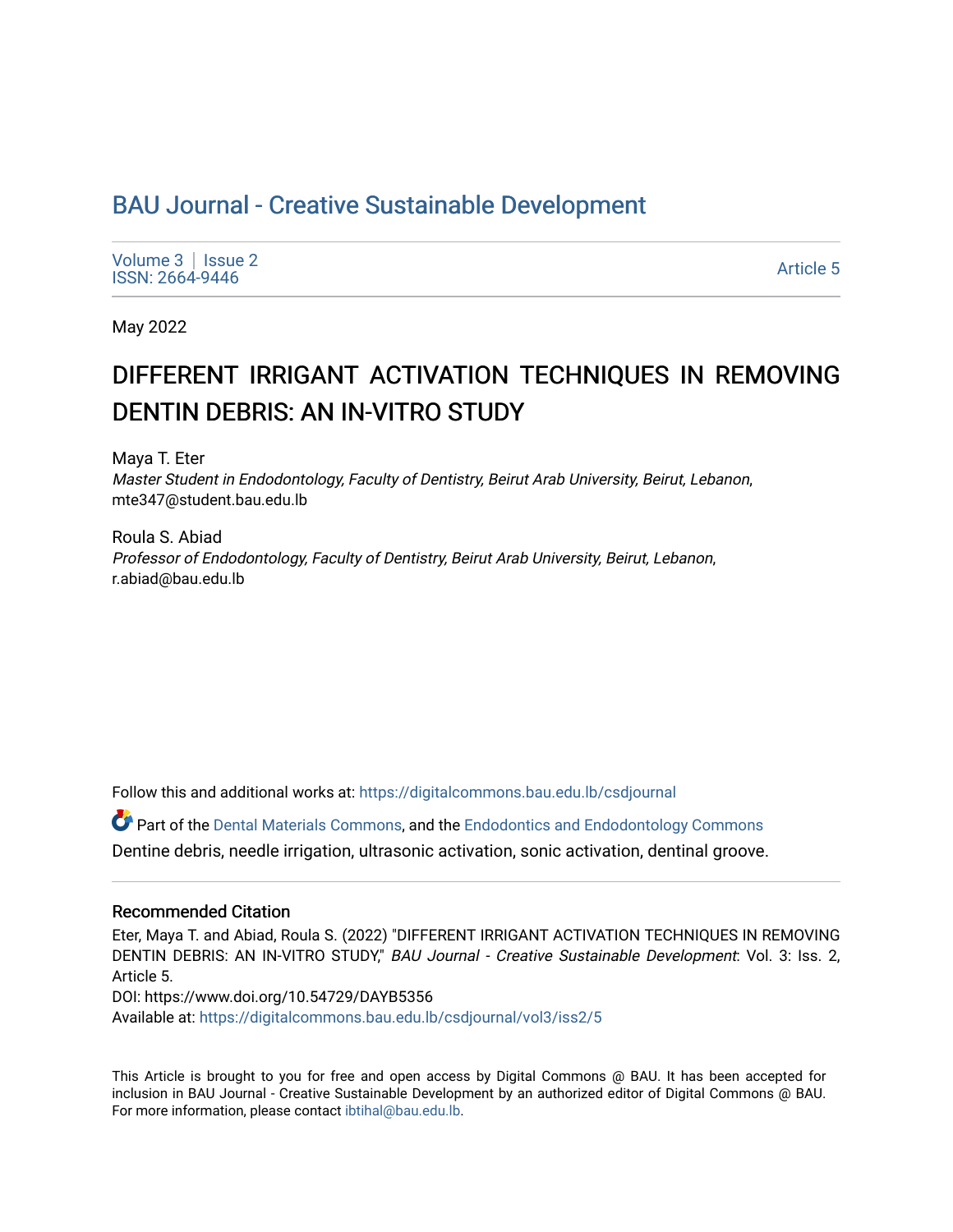# BAU Journal - Creative Sustainable Development

Volume 3 | Issue 2
ISSN: 2664-9446

Article 5

May 2022

## DIFFERENT IRRIGANT ACTIVATION TECHNIQUES IN REMOVING DENTIN DEBRIS: AN IN-VITRO STUDY

Maya T. Eter
*Master Student in Endodontology, Faculty of Dentistry, Beirut Arab University, Beirut, Lebanon*, mte347@student.bau.edu.lb

Roula S. Abiad
*Professor of Endodontology, Faculty of Dentistry, Beirut Arab University, Beirut, Lebanon*, r.abiad@bau.edu.lb

Follow this and additional works at: https://digitalcommons.bau.edu.lb/csdjournal

Part of the Dental Materials Commons, and the Endodontics and Endodontology Commons

Dentine debris, needle irrigation, ultrasonic activation, sonic activation, dentinal groove.

### Recommended Citation

Eter, Maya T. and Abiad, Roula S. (2022) "DIFFERENT IRRIGANT ACTIVATION TECHNIQUES IN REMOVING DENTIN DEBRIS: AN IN-VITRO STUDY," *BAU Journal - Creative Sustainable Development*: Vol. 3: Iss. 2, Article 5.
DOI: https://www.doi.org/10.54729/DAYB5356
Available at: https://digitalcommons.bau.edu.lb/csdjournal/vol3/iss2/5

This Article is brought to you for free and open access by Digital Commons @ BAU. It has been accepted for inclusion in BAU Journal - Creative Sustainable Development by an authorized editor of Digital Commons @ BAU. For more information, please contact ibtihal@bau.edu.lb.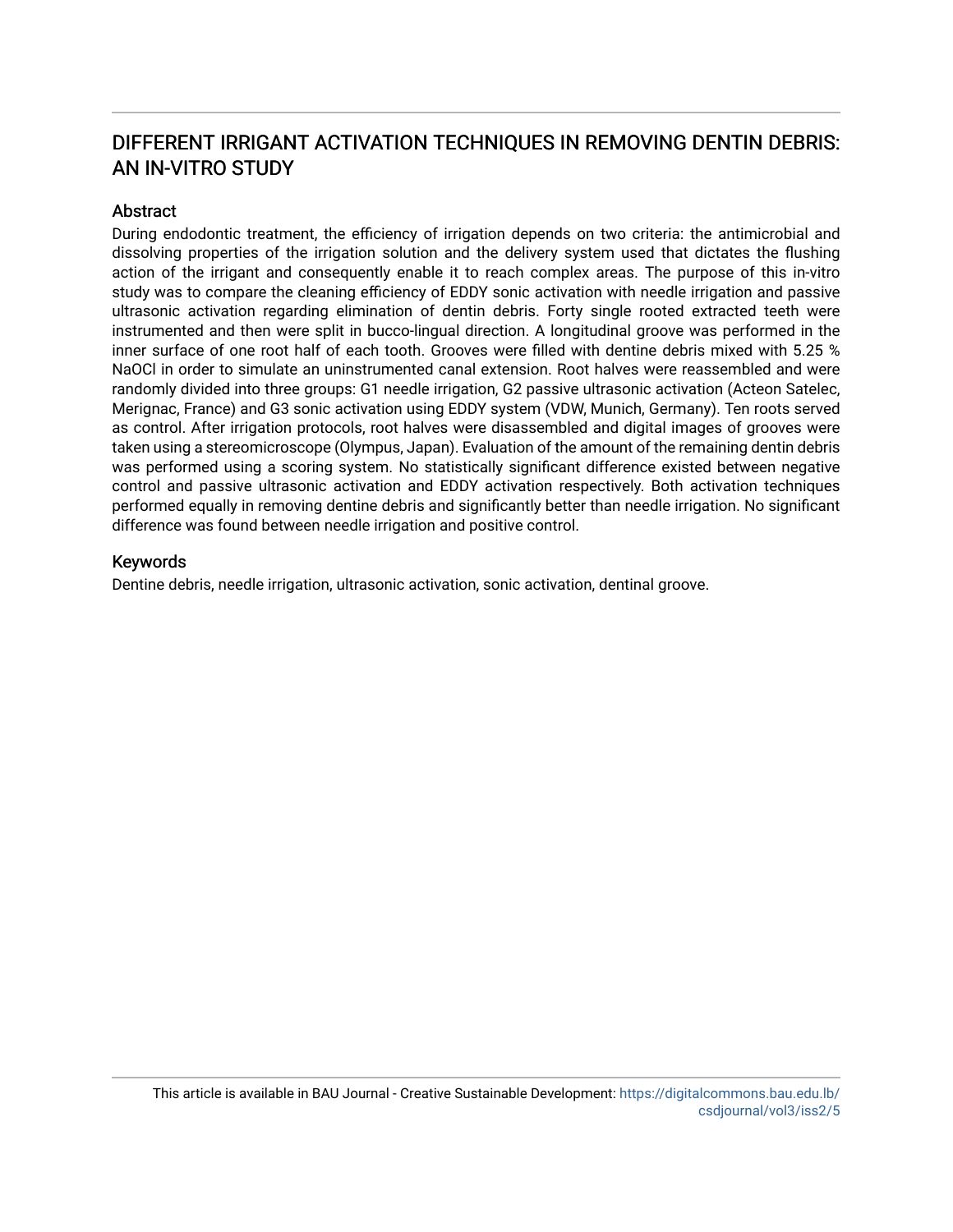# DIFFERENT IRRIGANT ACTIVATION TECHNIQUES IN REMOVING DENTIN DEBRIS: AN IN-VITRO STUDY

## Abstract

During endodontic treatment, the efficiency of irrigation depends on two criteria: the antimicrobial and dissolving properties of the irrigation solution and the delivery system used that dictates the flushing action of the irrigant and consequently enable it to reach complex areas. The purpose of this in-vitro study was to compare the cleaning efficiency of EDDY sonic activation with needle irrigation and passive ultrasonic activation regarding elimination of dentin debris. Forty single rooted extracted teeth were instrumented and then were split in bucco-lingual direction. A longitudinal groove was performed in the inner surface of one root half of each tooth. Grooves were filled with dentine debris mixed with 5.25 % NaOCl in order to simulate an uninstrumented canal extension. Root halves were reassembled and were randomly divided into three groups: G1 needle irrigation, G2 passive ultrasonic activation (Acteon Satelec, Merignac, France) and G3 sonic activation using EDDY system (VDW, Munich, Germany). Ten roots served as control. After irrigation protocols, root halves were disassembled and digital images of grooves were taken using a stereomicroscope (Olympus, Japan). Evaluation of the amount of the remaining dentin debris was performed using a scoring system. No statistically significant difference existed between negative control and passive ultrasonic activation and EDDY activation respectively. Both activation techniques performed equally in removing dentine debris and significantly better than needle irrigation. No significant difference was found between needle irrigation and positive control.

## Keywords

Dentine debris, needle irrigation, ultrasonic activation, sonic activation, dentinal groove.

This article is available in BAU Journal - Creative Sustainable Development: https://digitalcommons.bau.edu.lb/csdjournal/vol3/iss2/5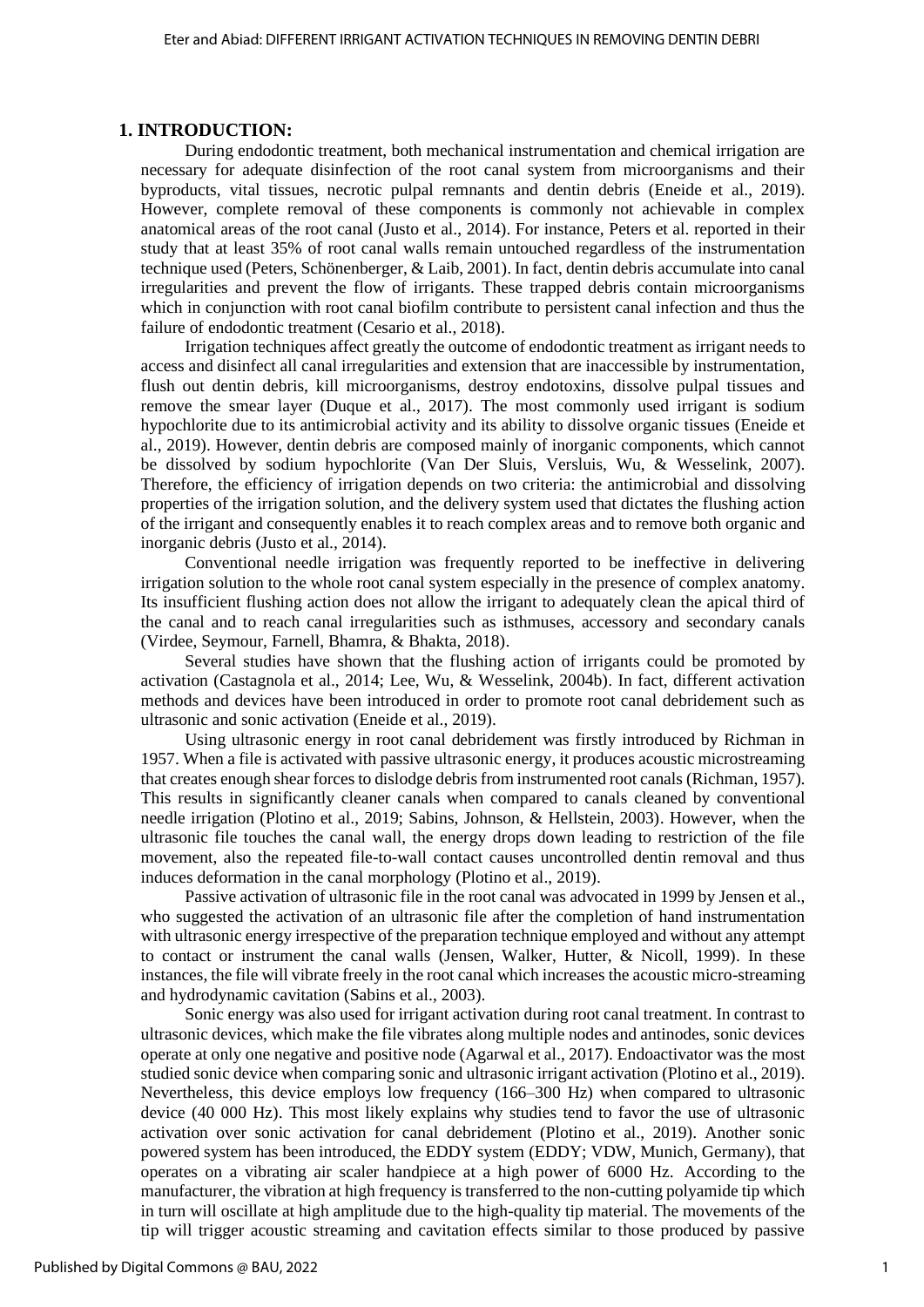## 1. INTRODUCTION:

During endodontic treatment, both mechanical instrumentation and chemical irrigation are necessary for adequate disinfection of the root canal system from microorganisms and their byproducts, vital tissues, necrotic pulpal remnants and dentin debris (Eneide et al., 2019). However, complete removal of these components is commonly not achievable in complex anatomical areas of the root canal (Justo et al., 2014). For instance, Peters et al. reported in their study that at least 35% of root canal walls remain untouched regardless of the instrumentation technique used (Peters, Schönenberger, & Laib, 2001). In fact, dentin debris accumulate into canal irregularities and prevent the flow of irrigants. These trapped debris contain microorganisms which in conjunction with root canal biofilm contribute to persistent canal infection and thus the failure of endodontic treatment (Cesario et al., 2018).

Irrigation techniques affect greatly the outcome of endodontic treatment as irrigant needs to access and disinfect all canal irregularities and extension that are inaccessible by instrumentation, flush out dentin debris, kill microorganisms, destroy endotoxins, dissolve pulpal tissues and remove the smear layer (Duque et al., 2017). The most commonly used irrigant is sodium hypochlorite due to its antimicrobial activity and its ability to dissolve organic tissues (Eneide et al., 2019). However, dentin debris are composed mainly of inorganic components, which cannot be dissolved by sodium hypochlorite (Van Der Sluis, Versluis, Wu, & Wesselink, 2007). Therefore, the efficiency of irrigation depends on two criteria: the antimicrobial and dissolving properties of the irrigation solution, and the delivery system used that dictates the flushing action of the irrigant and consequently enables it to reach complex areas and to remove both organic and inorganic debris (Justo et al., 2014).

Conventional needle irrigation was frequently reported to be ineffective in delivering irrigation solution to the whole root canal system especially in the presence of complex anatomy. Its insufficient flushing action does not allow the irrigant to adequately clean the apical third of the canal and to reach canal irregularities such as isthmuses, accessory and secondary canals (Virdee, Seymour, Farnell, Bhamra, & Bhakta, 2018).

Several studies have shown that the flushing action of irrigants could be promoted by activation (Castagnola et al., 2014; Lee, Wu, & Wesselink, 2004b). In fact, different activation methods and devices have been introduced in order to promote root canal debridement such as ultrasonic and sonic activation (Eneide et al., 2019).

Using ultrasonic energy in root canal debridement was firstly introduced by Richman in 1957. When a file is activated with passive ultrasonic energy, it produces acoustic microstreaming that creates enough shear forces to dislodge debris from instrumented root canals (Richman, 1957). This results in significantly cleaner canals when compared to canals cleaned by conventional needle irrigation (Plotino et al., 2019; Sabins, Johnson, & Hellstein, 2003). However, when the ultrasonic file touches the canal wall, the energy drops down leading to restriction of the file movement, also the repeated file-to-wall contact causes uncontrolled dentin removal and thus induces deformation in the canal morphology (Plotino et al., 2019).

Passive activation of ultrasonic file in the root canal was advocated in 1999 by Jensen et al., who suggested the activation of an ultrasonic file after the completion of hand instrumentation with ultrasonic energy irrespective of the preparation technique employed and without any attempt to contact or instrument the canal walls (Jensen, Walker, Hutter, & Nicoll, 1999). In these instances, the file will vibrate freely in the root canal which increases the acoustic micro-streaming and hydrodynamic cavitation (Sabins et al., 2003).

Sonic energy was also used for irrigant activation during root canal treatment. In contrast to ultrasonic devices, which make the file vibrates along multiple nodes and antinodes, sonic devices operate at only one negative and positive node (Agarwal et al., 2017). Endoactivator was the most studied sonic device when comparing sonic and ultrasonic irrigant activation (Plotino et al., 2019). Nevertheless, this device employs low frequency (166–300 Hz) when compared to ultrasonic device (40 000 Hz). This most likely explains why studies tend to favor the use of ultrasonic activation over sonic activation for canal debridement (Plotino et al., 2019). Another sonic powered system has been introduced, the EDDY system (EDDY; VDW, Munich, Germany), that operates on a vibrating air scaler handpiece at a high power of 6000 Hz. According to the manufacturer, the vibration at high frequency is transferred to the non-cutting polyamide tip which in turn will oscillate at high amplitude due to the high-quality tip material. The movements of the tip will trigger acoustic streaming and cavitation effects similar to those produced by passive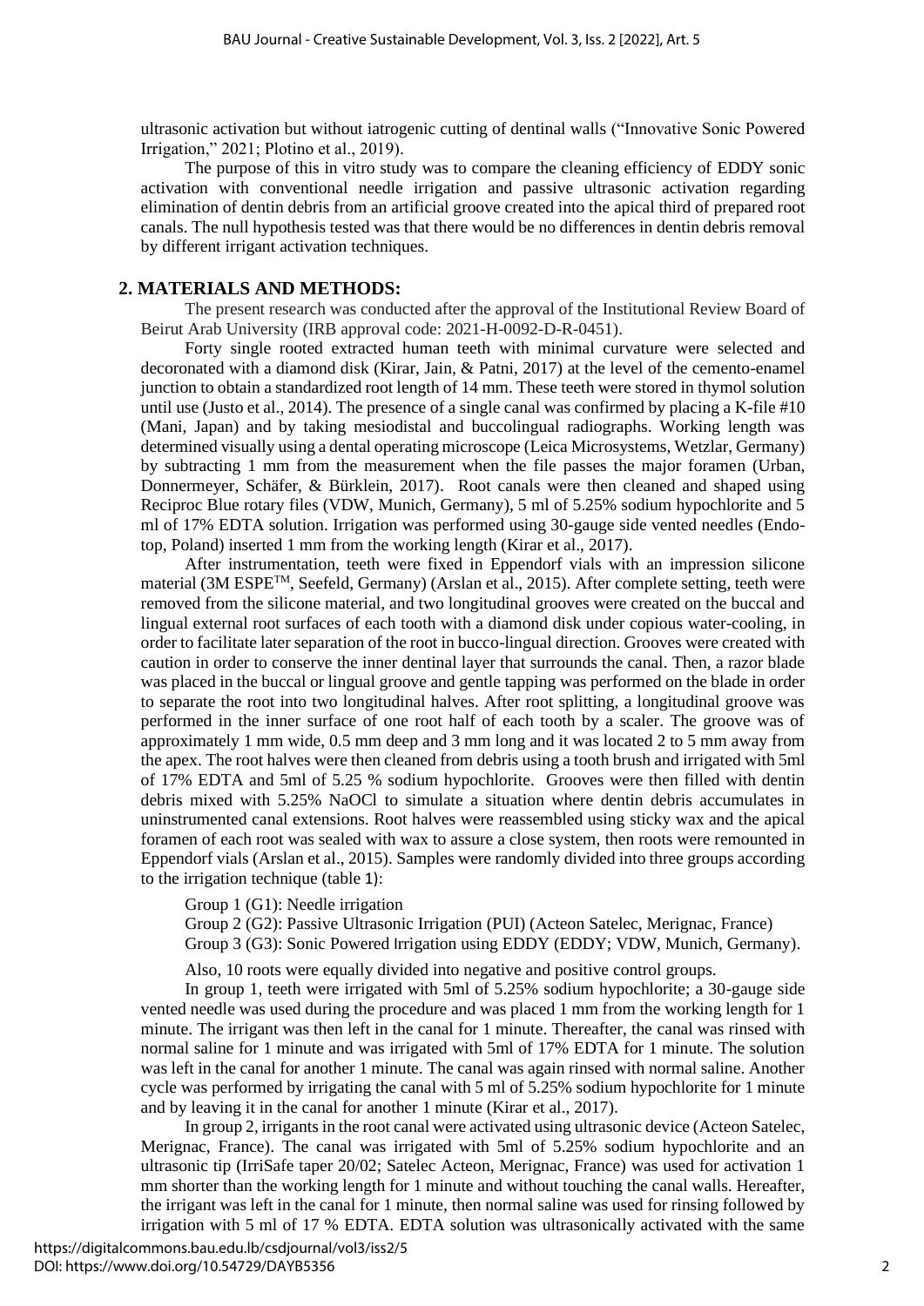ultrasonic activation but without iatrogenic cutting of dentinal walls ("Innovative Sonic Powered Irrigation," 2021; Plotino et al., 2019).

The purpose of this in vitro study was to compare the cleaning efficiency of EDDY sonic activation with conventional needle irrigation and passive ultrasonic activation regarding elimination of dentin debris from an artificial groove created into the apical third of prepared root canals. The null hypothesis tested was that there would be no differences in dentin debris removal by different irrigant activation techniques.

## 2. MATERIALS AND METHODS:

The present research was conducted after the approval of the Institutional Review Board of Beirut Arab University (IRB approval code: 2021-H-0092-D-R-0451).

Forty single rooted extracted human teeth with minimal curvature were selected and decoronated with a diamond disk (Kirar, Jain, & Patni, 2017) at the level of the cemento-enamel junction to obtain a standardized root length of 14 mm. These teeth were stored in thymol solution until use (Justo et al., 2014). The presence of a single canal was confirmed by placing a K-file #10 (Mani, Japan) and by taking mesiodistal and buccolingual radiographs. Working length was determined visually using a dental operating microscope (Leica Microsystems, Wetzlar, Germany) by subtracting 1 mm from the measurement when the file passes the major foramen (Urban, Donnermeyer, Schäfer, & Bürklein, 2017). Root canals were then cleaned and shaped using Reciproc Blue rotary files (VDW, Munich, Germany), 5 ml of 5.25% sodium hypochlorite and 5 ml of 17% EDTA solution. Irrigation was performed using 30-gauge side vented needles (Endo-top, Poland) inserted 1 mm from the working length (Kirar et al., 2017).

After instrumentation, teeth were fixed in Eppendorf vials with an impression silicone material (3M ESPE™, Seefeld, Germany) (Arslan et al., 2015). After complete setting, teeth were removed from the silicone material, and two longitudinal grooves were created on the buccal and lingual external root surfaces of each tooth with a diamond disk under copious water-cooling, in order to facilitate later separation of the root in bucco-lingual direction. Grooves were created with caution in order to conserve the inner dentinal layer that surrounds the canal. Then, a razor blade was placed in the buccal or lingual groove and gentle tapping was performed on the blade in order to separate the root into two longitudinal halves. After root splitting, a longitudinal groove was performed in the inner surface of one root half of each tooth by a scaler. The groove was of approximately 1 mm wide, 0.5 mm deep and 3 mm long and it was located 2 to 5 mm away from the apex. The root halves were then cleaned from debris using a tooth brush and irrigated with 5ml of 17% EDTA and 5ml of 5.25 % sodium hypochlorite. Grooves were then filled with dentin debris mixed with 5.25% NaOCl to simulate a situation where dentin debris accumulates in uninstrumented canal extensions. Root halves were reassembled using sticky wax and the apical foramen of each root was sealed with wax to assure a close system, then roots were remounted in Eppendorf vials (Arslan et al., 2015). Samples were randomly divided into three groups according to the irrigation technique (table 1):

Group 1 (G1): Needle irrigation
Group 2 (G2): Passive Ultrasonic Irrigation (PUI) (Acteon Satelec, Merignac, France)
Group 3 (G3): Sonic Powered Irrigation using EDDY (EDDY; VDW, Munich, Germany).

Also, 10 roots were equally divided into negative and positive control groups.

In group 1, teeth were irrigated with 5ml of 5.25% sodium hypochlorite; a 30-gauge side vented needle was used during the procedure and was placed 1 mm from the working length for 1 minute. The irrigant was then left in the canal for 1 minute. Thereafter, the canal was rinsed with normal saline for 1 minute and was irrigated with 5ml of 17% EDTA for 1 minute. The solution was left in the canal for another 1 minute. The canal was again rinsed with normal saline. Another cycle was performed by irrigating the canal with 5 ml of 5.25% sodium hypochlorite for 1 minute and by leaving it in the canal for another 1 minute (Kirar et al., 2017).

In group 2, irrigants in the root canal were activated using ultrasonic device (Acteon Satelec, Merignac, France). The canal was irrigated with 5ml of 5.25% sodium hypochlorite and an ultrasonic tip (IrriSafe taper 20/02; Satelec Acteon, Merignac, France) was used for activation 1 mm shorter than the working length for 1 minute and without touching the canal walls. Hereafter, the irrigant was left in the canal for 1 minute, then normal saline was used for rinsing followed by irrigation with 5 ml of 17 % EDTA. EDTA solution was ultrasonically activated with the same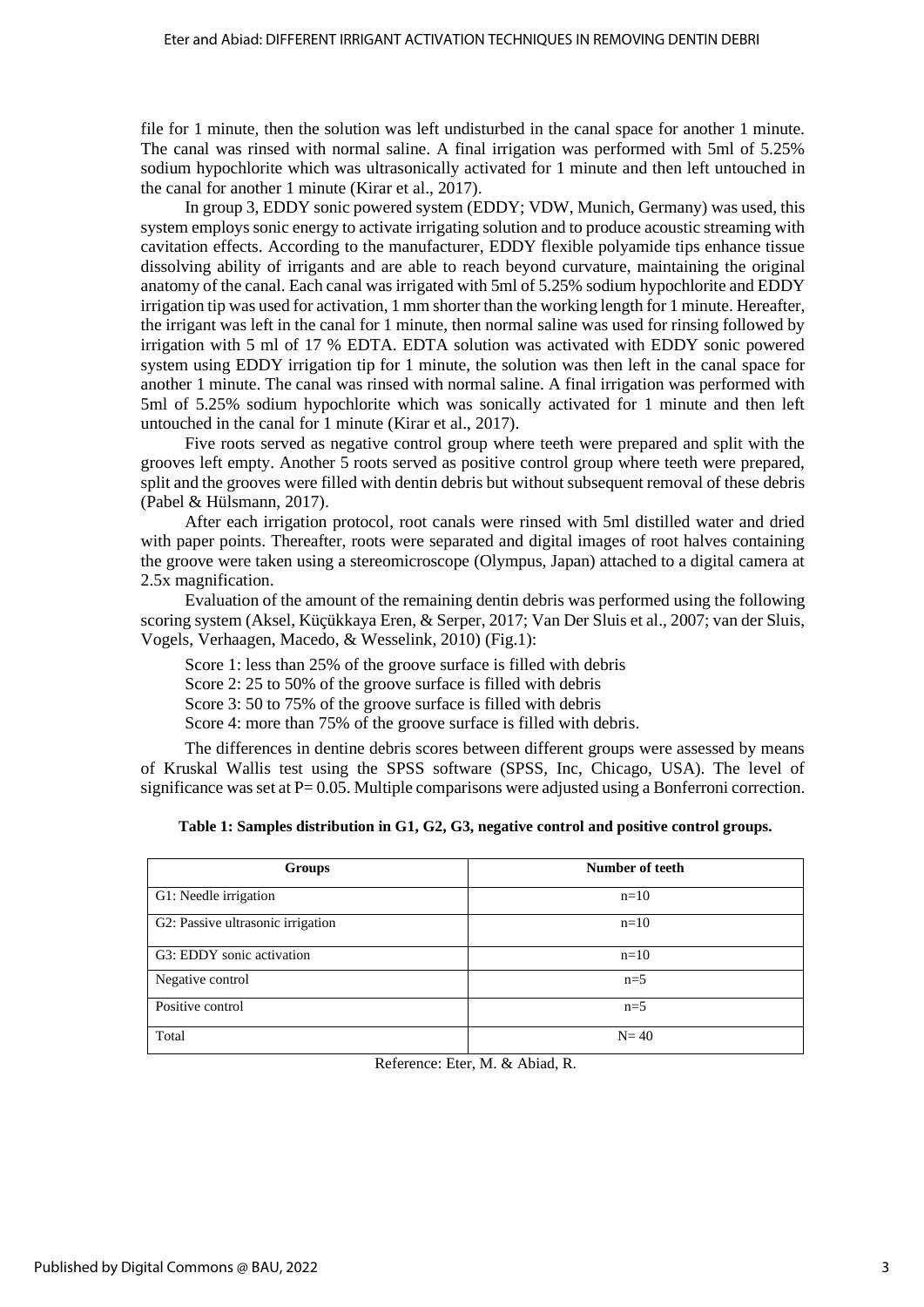file for 1 minute, then the solution was left undisturbed in the canal space for another 1 minute. The canal was rinsed with normal saline. A final irrigation was performed with 5ml of 5.25% sodium hypochlorite which was ultrasonically activated for 1 minute and then left untouched in the canal for another 1 minute (Kirar et al., 2017).

In group 3, EDDY sonic powered system (EDDY; VDW, Munich, Germany) was used, this system employs sonic energy to activate irrigating solution and to produce acoustic streaming with cavitation effects. According to the manufacturer, EDDY flexible polyamide tips enhance tissue dissolving ability of irrigants and are able to reach beyond curvature, maintaining the original anatomy of the canal. Each canal was irrigated with 5ml of 5.25% sodium hypochlorite and EDDY irrigation tip was used for activation, 1 mm shorter than the working length for 1 minute. Hereafter, the irrigant was left in the canal for 1 minute, then normal saline was used for rinsing followed by irrigation with 5 ml of 17 % EDTA. EDTA solution was activated with EDDY sonic powered system using EDDY irrigation tip for 1 minute, the solution was then left in the canal space for another 1 minute. The canal was rinsed with normal saline. A final irrigation was performed with 5ml of 5.25% sodium hypochlorite which was sonically activated for 1 minute and then left untouched in the canal for 1 minute (Kirar et al., 2017).

Five roots served as negative control group where teeth were prepared and split with the grooves left empty. Another 5 roots served as positive control group where teeth were prepared, split and the grooves were filled with dentin debris but without subsequent removal of these debris (Pabel & Hülsmann, 2017).

After each irrigation protocol, root canals were rinsed with 5ml distilled water and dried with paper points. Thereafter, roots were separated and digital images of root halves containing the groove were taken using a stereomicroscope (Olympus, Japan) attached to a digital camera at 2.5x magnification.

Evaluation of the amount of the remaining dentin debris was performed using the following scoring system (Aksel, Küçükkaya Eren, & Serper, 2017; Van Der Sluis et al., 2007; van der Sluis, Vogels, Verhaagen, Macedo, & Wesselink, 2010) (Fig.1):

Score 1: less than 25% of the groove surface is filled with debris

Score 2: 25 to 50% of the groove surface is filled with debris

Score 3: 50 to 75% of the groove surface is filled with debris

Score 4: more than 75% of the groove surface is filled with debris.

The differences in dentine debris scores between different groups were assessed by means of Kruskal Wallis test using the SPSS software (SPSS, Inc, Chicago, USA). The level of significance was set at P= 0.05. Multiple comparisons were adjusted using a Bonferroni correction.

**Table 1: Samples distribution in G1, G2, G3, negative control and positive control groups.**

| Groups | Number of teeth |
|---|---|
| G1: Needle irrigation | n=10 |
| G2: Passive ultrasonic irrigation | n=10 |
| G3: EDDY sonic activation | n=10 |
| Negative control | n=5 |
| Positive control | n=5 |
| Total | N= 40 |

Reference: Eter, M. & Abiad, R.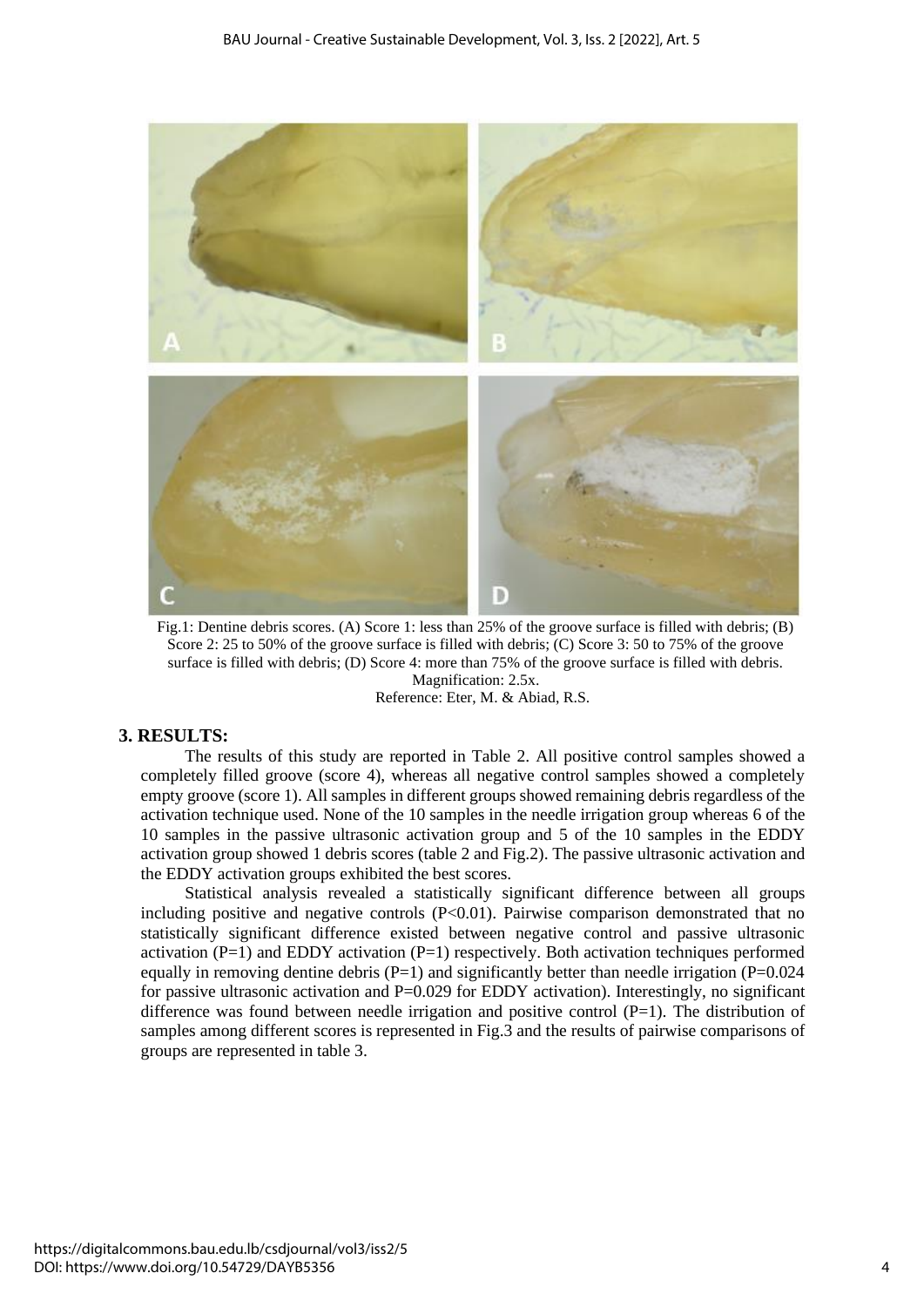Fig.1: Dentine debris scores. (A) Score 1: less than 25% of the groove surface is filled with debris; (B) Score 2: 25 to 50% of the groove surface is filled with debris; (C) Score 3: 50 to 75% of the groove surface is filled with debris; (D) Score 4: more than 75% of the groove surface is filled with debris. Magnification: 2.5x.
Reference: Eter, M. & Abiad, R.S.

## 3. RESULTS:

The results of this study are reported in Table 2. All positive control samples showed a completely filled groove (score 4), whereas all negative control samples showed a completely empty groove (score 1). All samples in different groups showed remaining debris regardless of the activation technique used. None of the 10 samples in the needle irrigation group whereas 6 of the 10 samples in the passive ultrasonic activation group and 5 of the 10 samples in the EDDY activation group showed 1 debris scores (table 2 and Fig.2). The passive ultrasonic activation and the EDDY activation groups exhibited the best scores.

Statistical analysis revealed a statistically significant difference between all groups including positive and negative controls ($P<0.01$). Pairwise comparison demonstrated that no statistically significant difference existed between negative control and passive ultrasonic activation ($P=1$) and EDDY activation ($P=1$) respectively. Both activation techniques performed equally in removing dentine debris ($P=1$) and significantly better than needle irrigation ($P=0.024$ for passive ultrasonic activation and $P=0.029$ for EDDY activation). Interestingly, no significant difference was found between needle irrigation and positive control ($P=1$). The distribution of samples among different scores is represented in Fig.3 and the results of pairwise comparisons of groups are represented in table 3.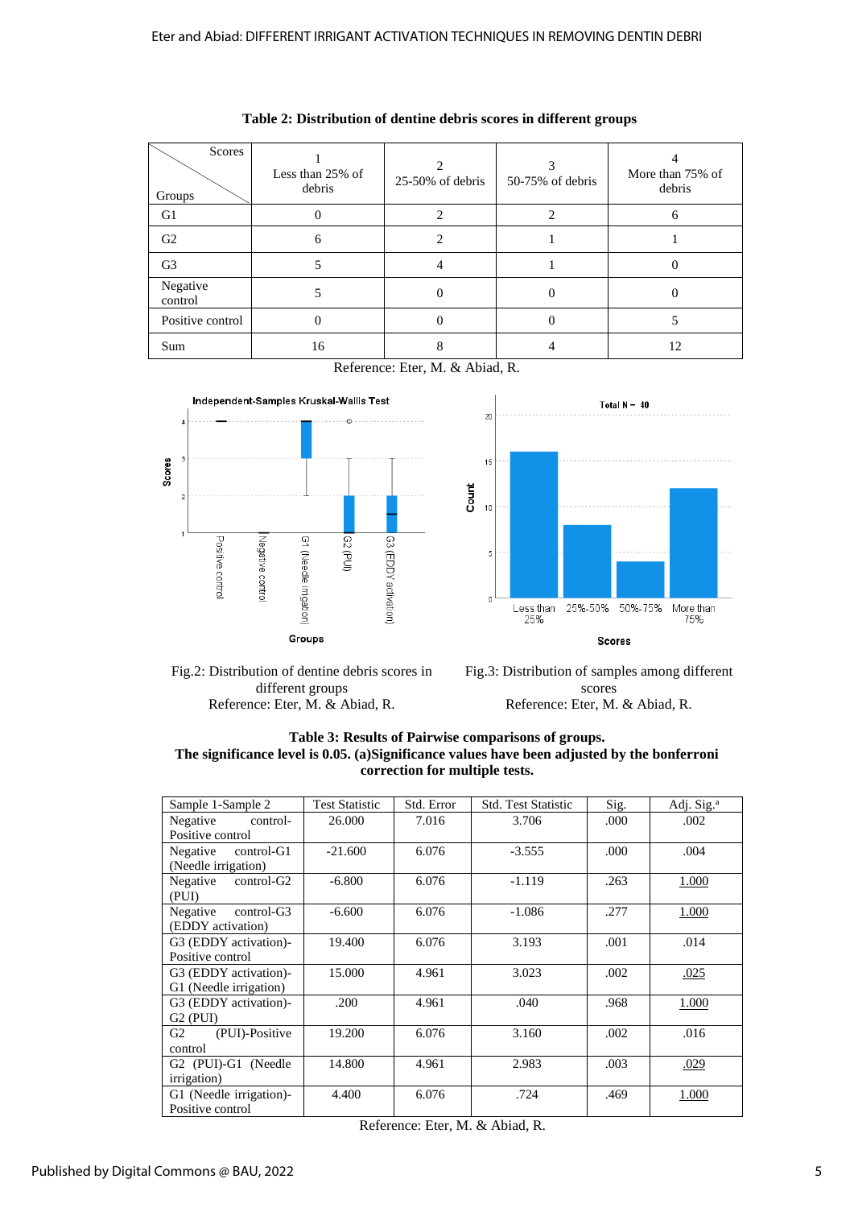**Table 2: Distribution of dentine debris scores in different groups**

| Groups \ Scores | 1 Less than 25% of debris | 2 25-50% of debris | 3 50-75% of debris | 4 More than 75% of debris |
|---|---|---|---|---|
| G1 | 0 | 2 | 2 | 6 |
| G2 | 6 | 2 | 1 | 1 |
| G3 | 5 | 4 | 1 | 0 |
| Negative control | 5 | 0 | 0 | 0 |
| Positive control | 0 | 0 | 0 | 5 |
| Sum | 16 | 8 | 4 | 12 |

Reference: Eter, M. & Abiad, R.

Fig.2: Distribution of dentine debris scores in different groups
Reference: Eter, M. & Abiad, R.

Fig.3: Distribution of samples among different scores
Reference: Eter, M. & Abiad, R.

**Table 3: Results of Pairwise comparisons of groups.**
**The significance level is 0.05. (a)Significance values have been adjusted by the bonferroni correction for multiple tests.**

| Sample 1-Sample 2 | Test Statistic | Std. Error | Std. Test Statistic | Sig. | Adj. Sig.[a] |
|---|---|---|---|---|---|
| Negative control-Positive control | 26.000 | 7.016 | 3.706 | .000 | .002 |
| Negative control-G1 (Needle irrigation) | -21.600 | 6.076 | -3.555 | .000 | .004 |
| Negative control-G2 (PUI) | -6.800 | 6.076 | -1.119 | .263 | 1.000 |
| Negative control-G3 (EDDY activation) | -6.600 | 6.076 | -1.086 | .277 | 1.000 |
| G3 (EDDY activation)-Positive control | 19.400 | 6.076 | 3.193 | .001 | .014 |
| G3 (EDDY activation)-G1 (Needle irrigation) | 15.000 | 4.961 | 3.023 | .002 | .025 |
| G3 (EDDY activation)-G2 (PUI) | .200 | 4.961 | .040 | .968 | 1.000 |
| G2 (PUI)-Positive control | 19.200 | 6.076 | 3.160 | .002 | .016 |
| G2 (PUI)-G1 (Needle irrigation) | 14.800 | 4.961 | 2.983 | .003 | .029 |
| G1 (Needle irrigation)-Positive control | 4.400 | 6.076 | .724 | .469 | 1.000 |

Reference: Eter, M. & Abiad, R.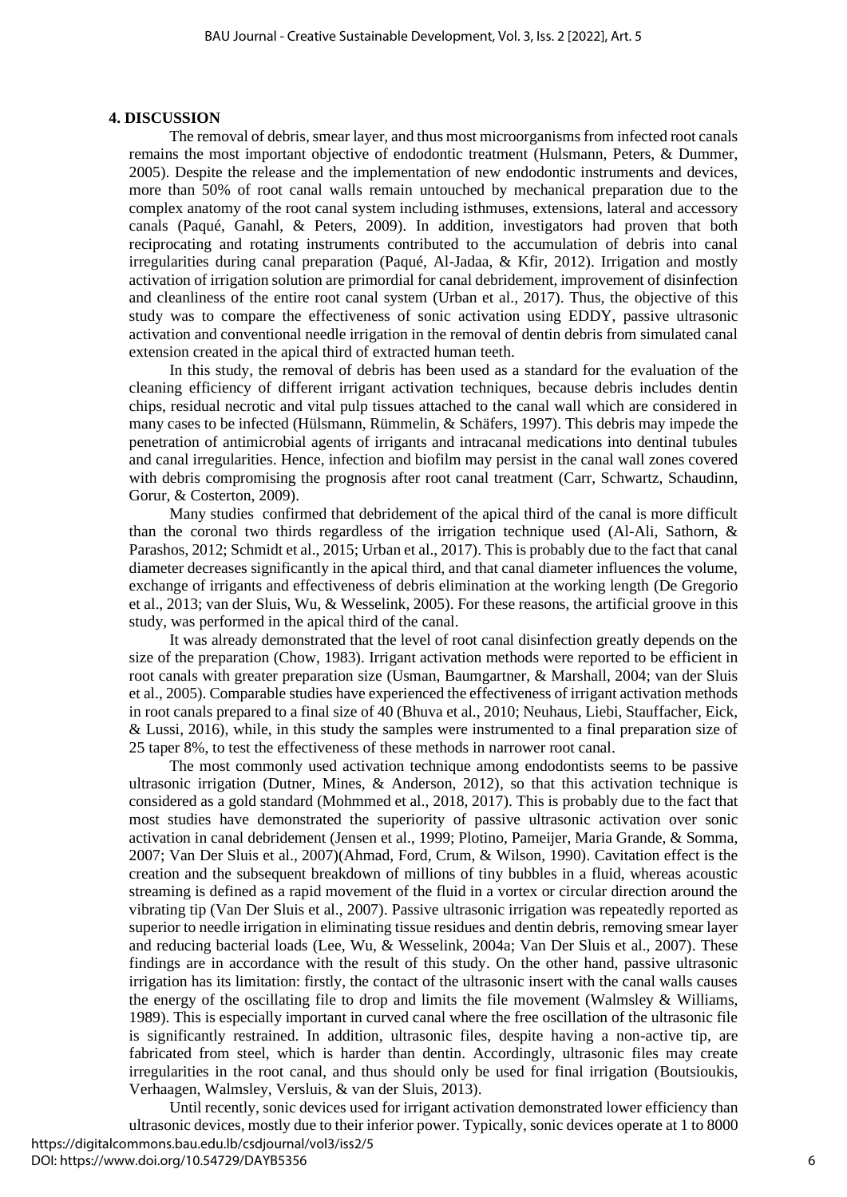## 4. DISCUSSION

The removal of debris, smear layer, and thus most microorganisms from infected root canals remains the most important objective of endodontic treatment (Hulsmann, Peters, & Dummer, 2005). Despite the release and the implementation of new endodontic instruments and devices, more than 50% of root canal walls remain untouched by mechanical preparation due to the complex anatomy of the root canal system including isthmuses, extensions, lateral and accessory canals (Paqué, Ganahl, & Peters, 2009). In addition, investigators had proven that both reciprocating and rotating instruments contributed to the accumulation of debris into canal irregularities during canal preparation (Paqué, Al-Jadaa, & Kfir, 2012). Irrigation and mostly activation of irrigation solution are primordial for canal debridement, improvement of disinfection and cleanliness of the entire root canal system (Urban et al., 2017). Thus, the objective of this study was to compare the effectiveness of sonic activation using EDDY, passive ultrasonic activation and conventional needle irrigation in the removal of dentin debris from simulated canal extension created in the apical third of extracted human teeth.

In this study, the removal of debris has been used as a standard for the evaluation of the cleaning efficiency of different irrigant activation techniques, because debris includes dentin chips, residual necrotic and vital pulp tissues attached to the canal wall which are considered in many cases to be infected (Hülsmann, Rümmelin, & Schäfers, 1997). This debris may impede the penetration of antimicrobial agents of irrigants and intracanal medications into dentinal tubules and canal irregularities. Hence, infection and biofilm may persist in the canal wall zones covered with debris compromising the prognosis after root canal treatment (Carr, Schwartz, Schaudinn, Gorur, & Costerton, 2009).

Many studies confirmed that debridement of the apical third of the canal is more difficult than the coronal two thirds regardless of the irrigation technique used (Al-Ali, Sathorn, & Parashos, 2012; Schmidt et al., 2015; Urban et al., 2017). This is probably due to the fact that canal diameter decreases significantly in the apical third, and that canal diameter influences the volume, exchange of irrigants and effectiveness of debris elimination at the working length (De Gregorio et al., 2013; van der Sluis, Wu, & Wesselink, 2005). For these reasons, the artificial groove in this study, was performed in the apical third of the canal.

It was already demonstrated that the level of root canal disinfection greatly depends on the size of the preparation (Chow, 1983). Irrigant activation methods were reported to be efficient in root canals with greater preparation size (Usman, Baumgartner, & Marshall, 2004; van der Sluis et al., 2005). Comparable studies have experienced the effectiveness of irrigant activation methods in root canals prepared to a final size of 40 (Bhuva et al., 2010; Neuhaus, Liebi, Stauffacher, Eick, & Lussi, 2016), while, in this study the samples were instrumented to a final preparation size of 25 taper 8%, to test the effectiveness of these methods in narrower root canal.

The most commonly used activation technique among endodontists seems to be passive ultrasonic irrigation (Dutner, Mines, & Anderson, 2012), so that this activation technique is considered as a gold standard (Mohmmed et al., 2018, 2017). This is probably due to the fact that most studies have demonstrated the superiority of passive ultrasonic activation over sonic activation in canal debridement (Jensen et al., 1999; Plotino, Pameijer, Maria Grande, & Somma, 2007; Van Der Sluis et al., 2007)(Ahmad, Ford, Crum, & Wilson, 1990). Cavitation effect is the creation and the subsequent breakdown of millions of tiny bubbles in a fluid, whereas acoustic streaming is defined as a rapid movement of the fluid in a vortex or circular direction around the vibrating tip (Van Der Sluis et al., 2007). Passive ultrasonic irrigation was repeatedly reported as superior to needle irrigation in eliminating tissue residues and dentin debris, removing smear layer and reducing bacterial loads (Lee, Wu, & Wesselink, 2004a; Van Der Sluis et al., 2007). These findings are in accordance with the result of this study. On the other hand, passive ultrasonic irrigation has its limitation: firstly, the contact of the ultrasonic insert with the canal walls causes the energy of the oscillating file to drop and limits the file movement (Walmsley & Williams, 1989). This is especially important in curved canal where the free oscillation of the ultrasonic file is significantly restrained. In addition, ultrasonic files, despite having a non-active tip, are fabricated from steel, which is harder than dentin. Accordingly, ultrasonic files may create irregularities in the root canal, and thus should only be used for final irrigation (Boutsioukis, Verhaagen, Walmsley, Versluis, & van der Sluis, 2013).

Until recently, sonic devices used for irrigant activation demonstrated lower efficiency than ultrasonic devices, mostly due to their inferior power. Typically, sonic devices operate at 1 to 8000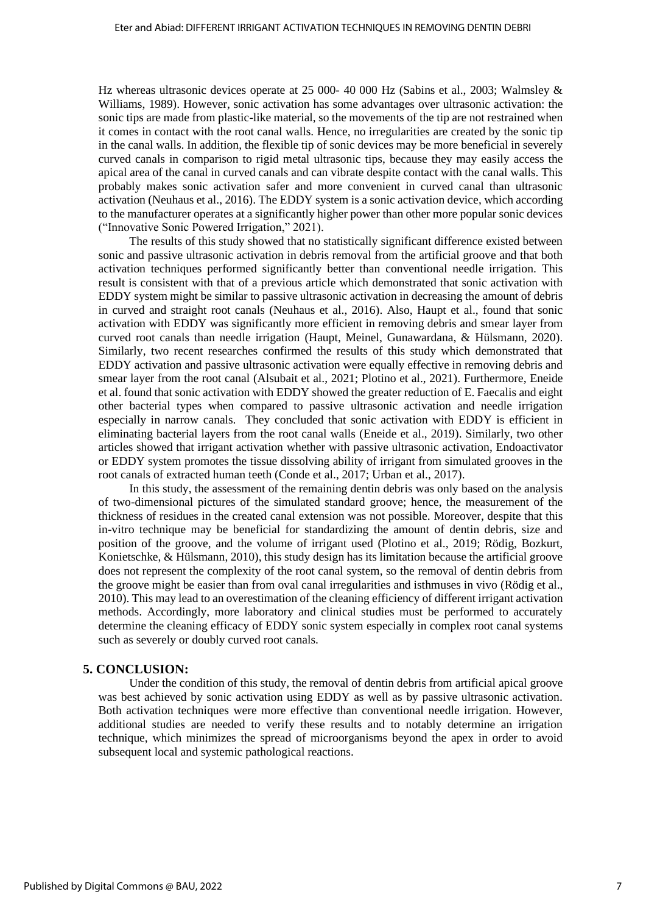Hz whereas ultrasonic devices operate at 25 000- 40 000 Hz (Sabins et al., 2003; Walmsley & Williams, 1989). However, sonic activation has some advantages over ultrasonic activation: the sonic tips are made from plastic-like material, so the movements of the tip are not restrained when it comes in contact with the root canal walls. Hence, no irregularities are created by the sonic tip in the canal walls. In addition, the flexible tip of sonic devices may be more beneficial in severely curved canals in comparison to rigid metal ultrasonic tips, because they may easily access the apical area of the canal in curved canals and can vibrate despite contact with the canal walls. This probably makes sonic activation safer and more convenient in curved canal than ultrasonic activation (Neuhaus et al., 2016). The EDDY system is a sonic activation device, which according to the manufacturer operates at a significantly higher power than other more popular sonic devices ("Innovative Sonic Powered Irrigation," 2021).

The results of this study showed that no statistically significant difference existed between sonic and passive ultrasonic activation in debris removal from the artificial groove and that both activation techniques performed significantly better than conventional needle irrigation. This result is consistent with that of a previous article which demonstrated that sonic activation with EDDY system might be similar to passive ultrasonic activation in decreasing the amount of debris in curved and straight root canals (Neuhaus et al., 2016). Also, Haupt et al., found that sonic activation with EDDY was significantly more efficient in removing debris and smear layer from curved root canals than needle irrigation (Haupt, Meinel, Gunawardana, & Hülsmann, 2020). Similarly, two recent researches confirmed the results of this study which demonstrated that EDDY activation and passive ultrasonic activation were equally effective in removing debris and smear layer from the root canal (Alsubait et al., 2021; Plotino et al., 2021). Furthermore, Eneide et al. found that sonic activation with EDDY showed the greater reduction of E. Faecalis and eight other bacterial types when compared to passive ultrasonic activation and needle irrigation especially in narrow canals. They concluded that sonic activation with EDDY is efficient in eliminating bacterial layers from the root canal walls (Eneide et al., 2019). Similarly, two other articles showed that irrigant activation whether with passive ultrasonic activation, Endoactivator or EDDY system promotes the tissue dissolving ability of irrigant from simulated grooves in the root canals of extracted human teeth (Conde et al., 2017; Urban et al., 2017).

In this study, the assessment of the remaining dentin debris was only based on the analysis of two-dimensional pictures of the simulated standard groove; hence, the measurement of the thickness of residues in the created canal extension was not possible. Moreover, despite that this in-vitro technique may be beneficial for standardizing the amount of dentin debris, size and position of the groove, and the volume of irrigant used (Plotino et al., 2019; Rödig, Bozkurt, Konietschke, & Hülsmann, 2010), this study design has its limitation because the artificial groove does not represent the complexity of the root canal system, so the removal of dentin debris from the groove might be easier than from oval canal irregularities and isthmuses in vivo (Rödig et al., 2010). This may lead to an overestimation of the cleaning efficiency of different irrigant activation methods. Accordingly, more laboratory and clinical studies must be performed to accurately determine the cleaning efficacy of EDDY sonic system especially in complex root canal systems such as severely or doubly curved root canals.

## 5. CONCLUSION:

Under the condition of this study, the removal of dentin debris from artificial apical groove was best achieved by sonic activation using EDDY as well as by passive ultrasonic activation. Both activation techniques were more effective than conventional needle irrigation. However, additional studies are needed to verify these results and to notably determine an irrigation technique, which minimizes the spread of microorganisms beyond the apex in order to avoid subsequent local and systemic pathological reactions.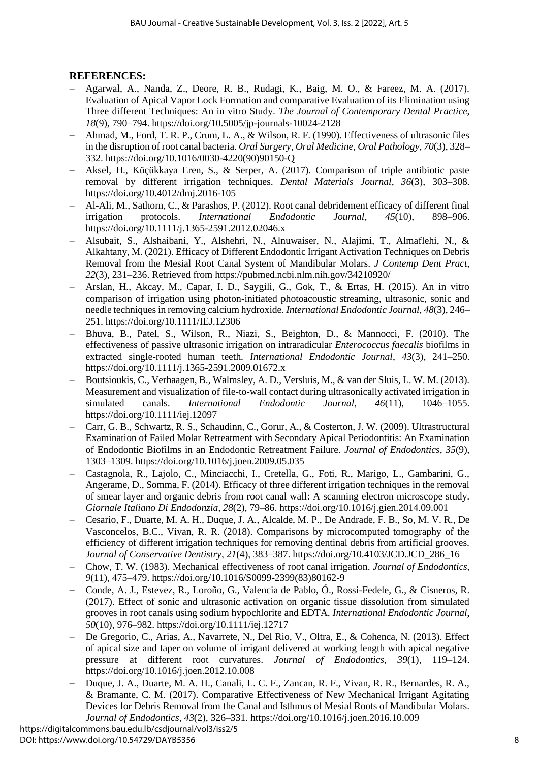## REFERENCES:

- Agarwal, A., Nanda, Z., Deore, R. B., Rudagi, K., Baig, M. O., & Fareez, M. A. (2017). Evaluation of Apical Vapor Lock Formation and comparative Evaluation of its Elimination using Three different Techniques: An in vitro Study. *The Journal of Contemporary Dental Practice*, *18*(9), 790–794. https://doi.org/10.5005/jp-journals-10024-2128
- Ahmad, M., Ford, T. R. P., Crum, L. A., & Wilson, R. F. (1990). Effectiveness of ultrasonic files in the disruption of root canal bacteria. *Oral Surgery, Oral Medicine, Oral Pathology*, *70*(3), 328–332. https://doi.org/10.1016/0030-4220(90)90150-Q
- Aksel, H., Küçükkaya Eren, S., & Serper, A. (2017). Comparison of triple antibiotic paste removal by different irrigation techniques. *Dental Materials Journal*, *36*(3), 303–308. https://doi.org/10.4012/dmj.2016-105
- Al-Ali, M., Sathorn, C., & Parashos, P. (2012). Root canal debridement efficacy of different final irrigation protocols. *International Endodontic Journal*, *45*(10), 898–906. https://doi.org/10.1111/j.1365-2591.2012.02046.x
- Alsubait, S., Alshaibani, Y., Alshehri, N., Alnuwaiser, N., Alajimi, T., Almaflehi, N., & Alkahtany, M. (2021). Efficacy of Different Endodontic Irrigant Activation Techniques on Debris Removal from the Mesial Root Canal System of Mandibular Molars. *J Contemp Dent Pract*, *22*(3), 231–236. Retrieved from https://pubmed.ncbi.nlm.nih.gov/34210920/
- Arslan, H., Akcay, M., Capar, I. D., Saygili, G., Gok, T., & Ertas, H. (2015). An in vitro comparison of irrigation using photon-initiated photoacoustic streaming, ultrasonic, sonic and needle techniques in removing calcium hydroxide. *International Endodontic Journal*, *48*(3), 246–251. https://doi.org/10.1111/IEJ.12306
- Bhuva, B., Patel, S., Wilson, R., Niazi, S., Beighton, D., & Mannocci, F. (2010). The effectiveness of passive ultrasonic irrigation on intraradicular *Enterococcus faecalis* biofilms in extracted single-rooted human teeth. *International Endodontic Journal*, *43*(3), 241–250. https://doi.org/10.1111/j.1365-2591.2009.01672.x
- Boutsioukis, C., Verhaagen, B., Walmsley, A. D., Versluis, M., & van der Sluis, L. W. M. (2013). Measurement and visualization of file-to-wall contact during ultrasonically activated irrigation in simulated canals. *International Endodontic Journal*, *46*(11), 1046–1055. https://doi.org/10.1111/iej.12097
- Carr, G. B., Schwartz, R. S., Schaudinn, C., Gorur, A., & Costerton, J. W. (2009). Ultrastructural Examination of Failed Molar Retreatment with Secondary Apical Periodontitis: An Examination of Endodontic Biofilms in an Endodontic Retreatment Failure. *Journal of Endodontics*, *35*(9), 1303–1309. https://doi.org/10.1016/j.joen.2009.05.035
- Castagnola, R., Lajolo, C., Minciacchi, I., Cretella, G., Foti, R., Marigo, L., Gambarini, G., Angerame, D., Somma, F. (2014). Efficacy of three different irrigation techniques in the removal of smear layer and organic debris from root canal wall: A scanning electron microscope study. *Giornale Italiano Di Endodonzia*, *28*(2), 79–86. https://doi.org/10.1016/j.gien.2014.09.001
- Cesario, F., Duarte, M. A. H., Duque, J. A., Alcalde, M. P., De Andrade, F. B., So, M. V. R., De Vasconcelos, B.C., Vivan, R. R. (2018). Comparisons by microcomputed tomography of the efficiency of different irrigation techniques for removing dentinal debris from artificial grooves. *Journal of Conservative Dentistry*, *21*(4), 383–387. https://doi.org/10.4103/JCD.JCD_286_16
- Chow, T. W. (1983). Mechanical effectiveness of root canal irrigation. *Journal of Endodontics*, *9*(11), 475–479. https://doi.org/10.1016/S0099-2399(83)80162-9
- Conde, A. J., Estevez, R., Loroño, G., Valencia de Pablo, Ó., Rossi-Fedele, G., & Cisneros, R. (2017). Effect of sonic and ultrasonic activation on organic tissue dissolution from simulated grooves in root canals using sodium hypochlorite and EDTA. *International Endodontic Journal*, *50*(10), 976–982. https://doi.org/10.1111/iej.12717
- De Gregorio, C., Arias, A., Navarrete, N., Del Rio, V., Oltra, E., & Cohenca, N. (2013). Effect of apical size and taper on volume of irrigant delivered at working length with apical negative pressure at different root curvatures. *Journal of Endodontics*, *39*(1), 119–124. https://doi.org/10.1016/j.joen.2012.10.008
- Duque, J. A., Duarte, M. A. H., Canali, L. C. F., Zancan, R. F., Vivan, R. R., Bernardes, R. A., & Bramante, C. M. (2017). Comparative Effectiveness of New Mechanical Irrigant Agitating Devices for Debris Removal from the Canal and Isthmus of Mesial Roots of Mandibular Molars. *Journal of Endodontics*, *43*(2), 326–331. https://doi.org/10.1016/j.joen.2016.10.009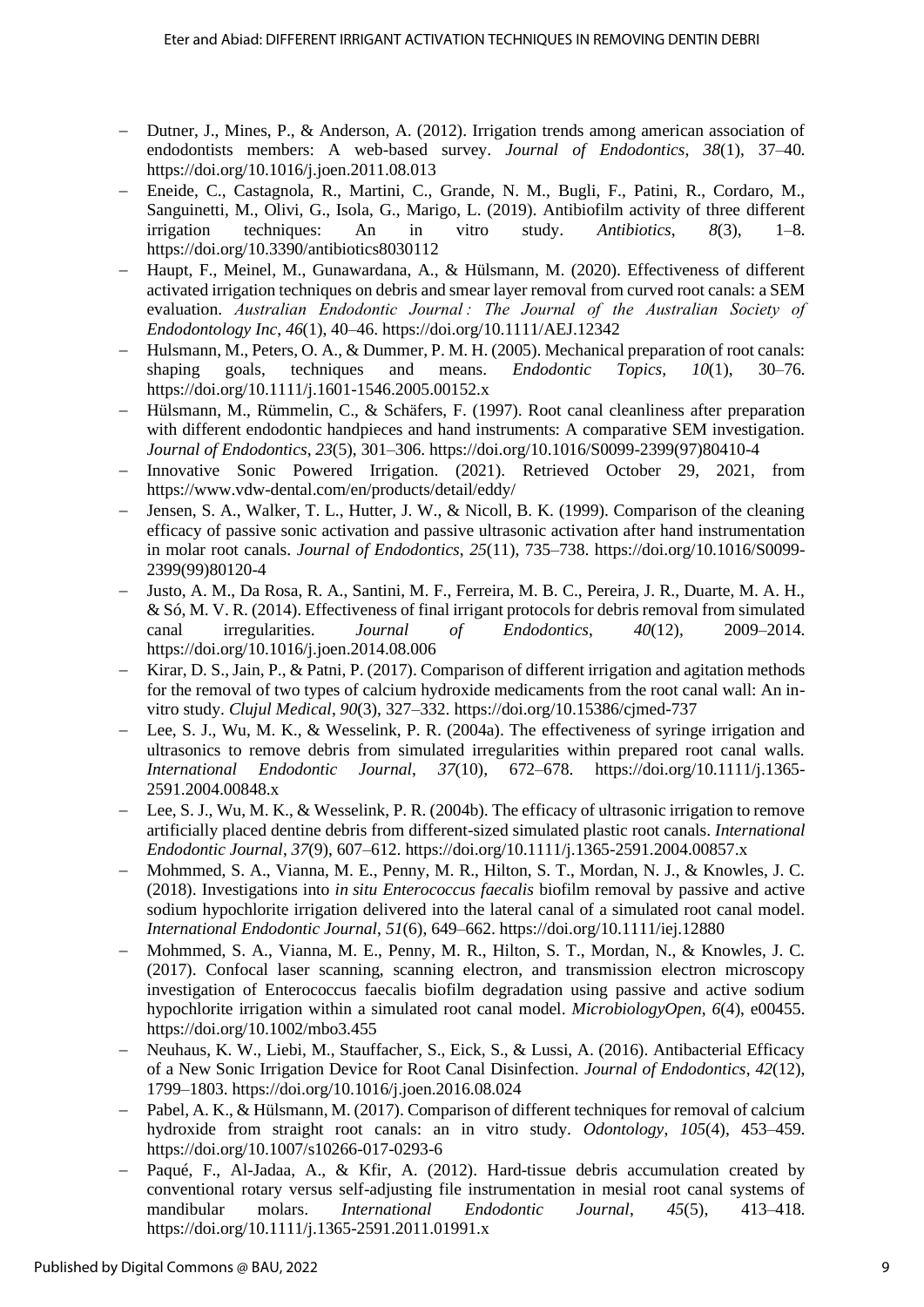- Dutner, J., Mines, P., & Anderson, A. (2012). Irrigation trends among american association of endodontists members: A web-based survey. *Journal of Endodontics*, *38*(1), 37–40. https://doi.org/10.1016/j.joen.2011.08.013
- Eneide, C., Castagnola, R., Martini, C., Grande, N. M., Bugli, F., Patini, R., Cordaro, M., Sanguinetti, M., Olivi, G., Isola, G., Marigo, L. (2019). Antibiofilm activity of three different irrigation techniques: An in vitro study. *Antibiotics*, *8*(3), 1–8. https://doi.org/10.3390/antibiotics8030112
- Haupt, F., Meinel, M., Gunawardana, A., & Hülsmann, M. (2020). Effectiveness of different activated irrigation techniques on debris and smear layer removal from curved root canals: a SEM evaluation. *Australian Endodontic Journal : The Journal of the Australian Society of Endodontology Inc*, *46*(1), 40–46. https://doi.org/10.1111/AEJ.12342
- Hulsmann, M., Peters, O. A., & Dummer, P. M. H. (2005). Mechanical preparation of root canals: shaping goals, techniques and means. *Endodontic Topics*, *10*(1), 30–76. https://doi.org/10.1111/j.1601-1546.2005.00152.x
- Hülsmann, M., Rümmelin, C., & Schäfers, F. (1997). Root canal cleanliness after preparation with different endodontic handpieces and hand instruments: A comparative SEM investigation. *Journal of Endodontics*, *23*(5), 301–306. https://doi.org/10.1016/S0099-2399(97)80410-4
- Innovative Sonic Powered Irrigation. (2021). Retrieved October 29, 2021, from https://www.vdw-dental.com/en/products/detail/eddy/
- Jensen, S. A., Walker, T. L., Hutter, J. W., & Nicoll, B. K. (1999). Comparison of the cleaning efficacy of passive sonic activation and passive ultrasonic activation after hand instrumentation in molar root canals. *Journal of Endodontics*, *25*(11), 735–738. https://doi.org/10.1016/S0099-2399(99)80120-4
- Justo, A. M., Da Rosa, R. A., Santini, M. F., Ferreira, M. B. C., Pereira, J. R., Duarte, M. A. H., & Só, M. V. R. (2014). Effectiveness of final irrigant protocols for debris removal from simulated canal irregularities. *Journal of Endodontics*, *40*(12), 2009–2014. https://doi.org/10.1016/j.joen.2014.08.006
- Kirar, D. S., Jain, P., & Patni, P. (2017). Comparison of different irrigation and agitation methods for the removal of two types of calcium hydroxide medicaments from the root canal wall: An in-vitro study. *Clujul Medical*, *90*(3), 327–332. https://doi.org/10.15386/cjmed-737
- Lee, S. J., Wu, M. K., & Wesselink, P. R. (2004a). The effectiveness of syringe irrigation and ultrasonics to remove debris from simulated irregularities within prepared root canal walls. *International Endodontic Journal*, *37*(10), 672–678. https://doi.org/10.1111/j.1365-2591.2004.00848.x
- Lee, S. J., Wu, M. K., & Wesselink, P. R. (2004b). The efficacy of ultrasonic irrigation to remove artificially placed dentine debris from different-sized simulated plastic root canals. *International Endodontic Journal*, *37*(9), 607–612. https://doi.org/10.1111/j.1365-2591.2004.00857.x
- Mohmmed, S. A., Vianna, M. E., Penny, M. R., Hilton, S. T., Mordan, N. J., & Knowles, J. C. (2018). Investigations into *in situ Enterococcus faecalis* biofilm removal by passive and active sodium hypochlorite irrigation delivered into the lateral canal of a simulated root canal model. *International Endodontic Journal*, *51*(6), 649–662. https://doi.org/10.1111/iej.12880
- Mohmmed, S. A., Vianna, M. E., Penny, M. R., Hilton, S. T., Mordan, N., & Knowles, J. C. (2017). Confocal laser scanning, scanning electron, and transmission electron microscopy investigation of Enterococcus faecalis biofilm degradation using passive and active sodium hypochlorite irrigation within a simulated root canal model. *MicrobiologyOpen*, *6*(4), e00455. https://doi.org/10.1002/mbo3.455
- Neuhaus, K. W., Liebi, M., Stauffacher, S., Eick, S., & Lussi, A. (2016). Antibacterial Efficacy of a New Sonic Irrigation Device for Root Canal Disinfection. *Journal of Endodontics*, *42*(12), 1799–1803. https://doi.org/10.1016/j.joen.2016.08.024
- Pabel, A. K., & Hülsmann, M. (2017). Comparison of different techniques for removal of calcium hydroxide from straight root canals: an in vitro study. *Odontology*, *105*(4), 453–459. https://doi.org/10.1007/s10266-017-0293-6
- Paqué, F., Al-Jadaa, A., & Kfir, A. (2012). Hard-tissue debris accumulation created by conventional rotary versus self-adjusting file instrumentation in mesial root canal systems of mandibular molars. *International Endodontic Journal*, *45*(5), 413–418. https://doi.org/10.1111/j.1365-2591.2011.01991.x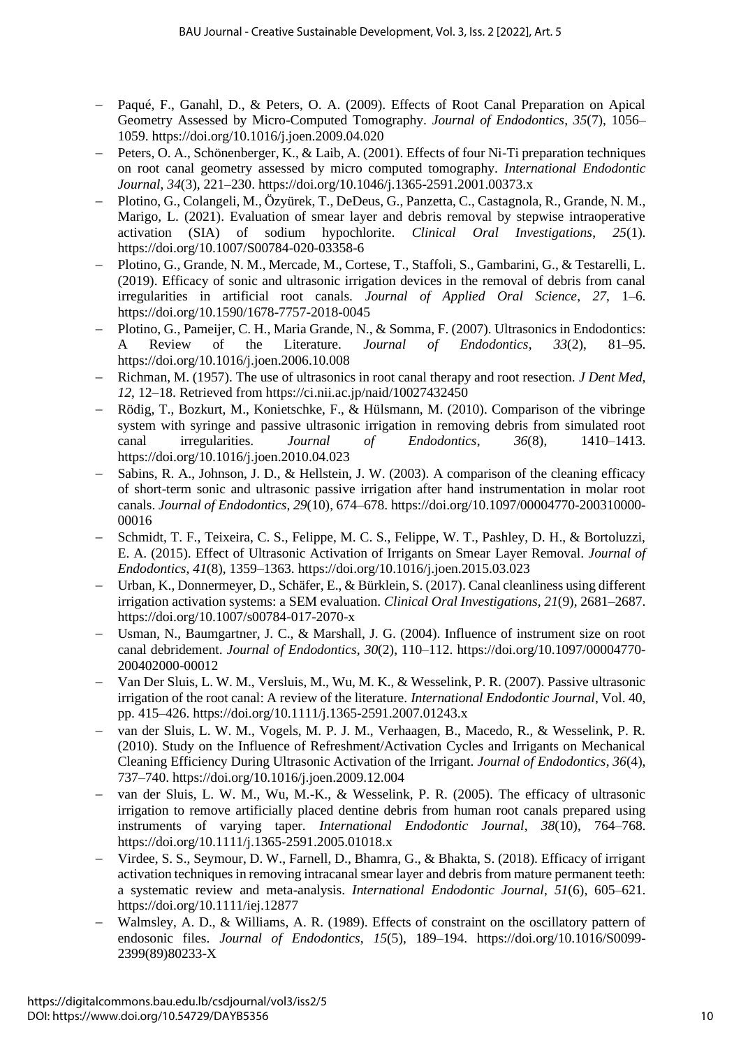- Paqué, F., Ganahl, D., & Peters, O. A. (2009). Effects of Root Canal Preparation on Apical Geometry Assessed by Micro-Computed Tomography. *Journal of Endodontics*, *35*(7), 1056–1059. https://doi.org/10.1016/j.joen.2009.04.020
- Peters, O. A., Schönenberger, K., & Laib, A. (2001). Effects of four Ni-Ti preparation techniques on root canal geometry assessed by micro computed tomography. *International Endodontic Journal*, *34*(3), 221–230. https://doi.org/10.1046/j.1365-2591.2001.00373.x
- Plotino, G., Colangeli, M., Özyürek, T., DeDeus, G., Panzetta, C., Castagnola, R., Grande, N. M., Marigo, L. (2021). Evaluation of smear layer and debris removal by stepwise intraoperative activation (SIA) of sodium hypochlorite. *Clinical Oral Investigations*, *25*(1). https://doi.org/10.1007/S00784-020-03358-6
- Plotino, G., Grande, N. M., Mercade, M., Cortese, T., Staffoli, S., Gambarini, G., & Testarelli, L. (2019). Efficacy of sonic and ultrasonic irrigation devices in the removal of debris from canal irregularities in artificial root canals. *Journal of Applied Oral Science*, *27*, 1–6. https://doi.org/10.1590/1678-7757-2018-0045
- Plotino, G., Pameijer, C. H., Maria Grande, N., & Somma, F. (2007). Ultrasonics in Endodontics: A Review of the Literature. *Journal of Endodontics*, *33*(2), 81–95. https://doi.org/10.1016/j.joen.2006.10.008
- Richman, M. (1957). The use of ultrasonics in root canal therapy and root resection. *J Dent Med*, *12*, 12–18. Retrieved from https://ci.nii.ac.jp/naid/10027432450
- Rödig, T., Bozkurt, M., Konietschke, F., & Hülsmann, M. (2010). Comparison of the vibringe system with syringe and passive ultrasonic irrigation in removing debris from simulated root canal irregularities. *Journal of Endodontics*, *36*(8), 1410–1413. https://doi.org/10.1016/j.joen.2010.04.023
- Sabins, R. A., Johnson, J. D., & Hellstein, J. W. (2003). A comparison of the cleaning efficacy of short-term sonic and ultrasonic passive irrigation after hand instrumentation in molar root canals. *Journal of Endodontics*, *29*(10), 674–678. https://doi.org/10.1097/00004770-200310000-00016
- Schmidt, T. F., Teixeira, C. S., Felippe, M. C. S., Felippe, W. T., Pashley, D. H., & Bortoluzzi, E. A. (2015). Effect of Ultrasonic Activation of Irrigants on Smear Layer Removal. *Journal of Endodontics*, *41*(8), 1359–1363. https://doi.org/10.1016/j.joen.2015.03.023
- Urban, K., Donnermeyer, D., Schäfer, E., & Bürklein, S. (2017). Canal cleanliness using different irrigation activation systems: a SEM evaluation. *Clinical Oral Investigations*, *21*(9), 2681–2687. https://doi.org/10.1007/s00784-017-2070-x
- Usman, N., Baumgartner, J. C., & Marshall, J. G. (2004). Influence of instrument size on root canal debridement. *Journal of Endodontics*, *30*(2), 110–112. https://doi.org/10.1097/00004770-200402000-00012
- Van Der Sluis, L. W. M., Versluis, M., Wu, M. K., & Wesselink, P. R. (2007). Passive ultrasonic irrigation of the root canal: A review of the literature. *International Endodontic Journal*, Vol. 40, pp. 415–426. https://doi.org/10.1111/j.1365-2591.2007.01243.x
- van der Sluis, L. W. M., Vogels, M. P. J. M., Verhaagen, B., Macedo, R., & Wesselink, P. R. (2010). Study on the Influence of Refreshment/Activation Cycles and Irrigants on Mechanical Cleaning Efficiency During Ultrasonic Activation of the Irrigant. *Journal of Endodontics*, *36*(4), 737–740. https://doi.org/10.1016/j.joen.2009.12.004
- van der Sluis, L. W. M., Wu, M.-K., & Wesselink, P. R. (2005). The efficacy of ultrasonic irrigation to remove artificially placed dentine debris from human root canals prepared using instruments of varying taper. *International Endodontic Journal*, *38*(10), 764–768. https://doi.org/10.1111/j.1365-2591.2005.01018.x
- Virdee, S. S., Seymour, D. W., Farnell, D., Bhamra, G., & Bhakta, S. (2018). Efficacy of irrigant activation techniques in removing intracanal smear layer and debris from mature permanent teeth: a systematic review and meta-analysis. *International Endodontic Journal*, *51*(6), 605–621. https://doi.org/10.1111/iej.12877
- Walmsley, A. D., & Williams, A. R. (1989). Effects of constraint on the oscillatory pattern of endosonic files. *Journal of Endodontics*, *15*(5), 189–194. https://doi.org/10.1016/S0099-2399(89)80233-X